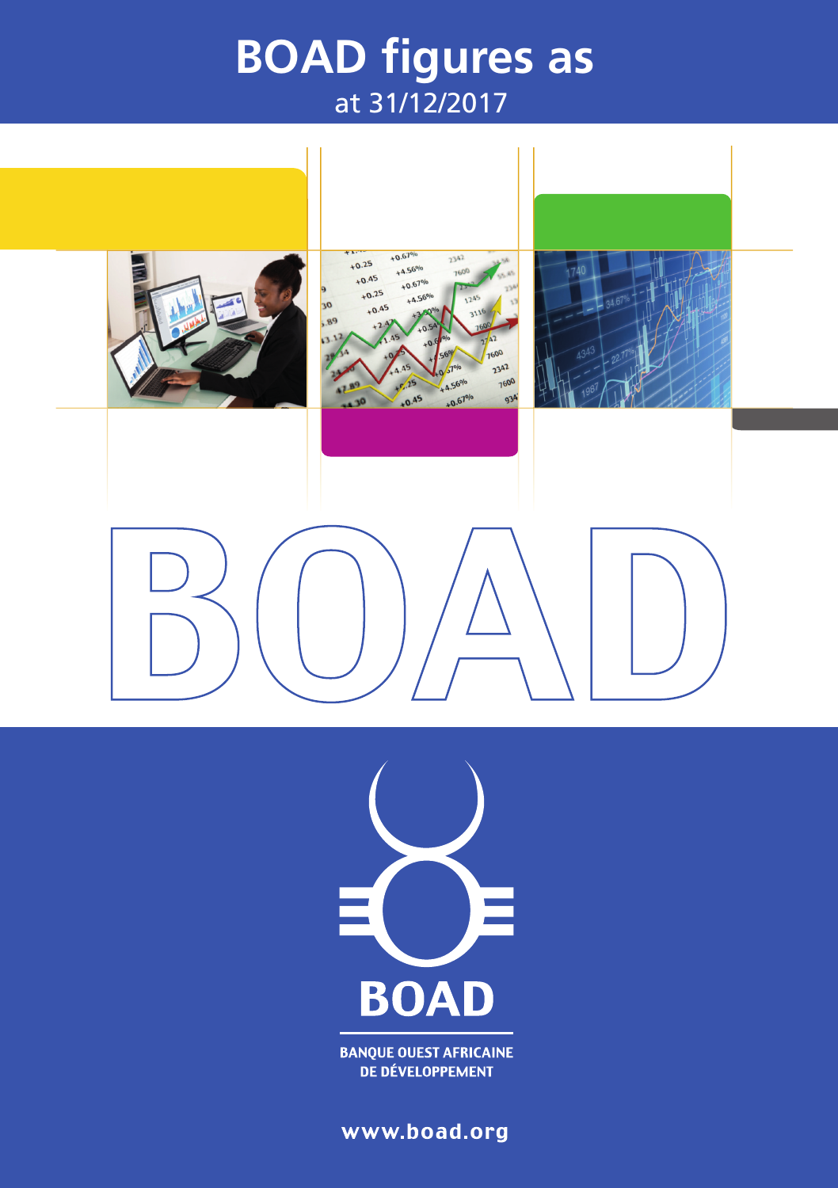# BOAD figures as

at 31/12/2017

BOAD

BOAD

BANQUE OUEST AFRICAINE DE DÉVELOPPEMENT

www.boad.org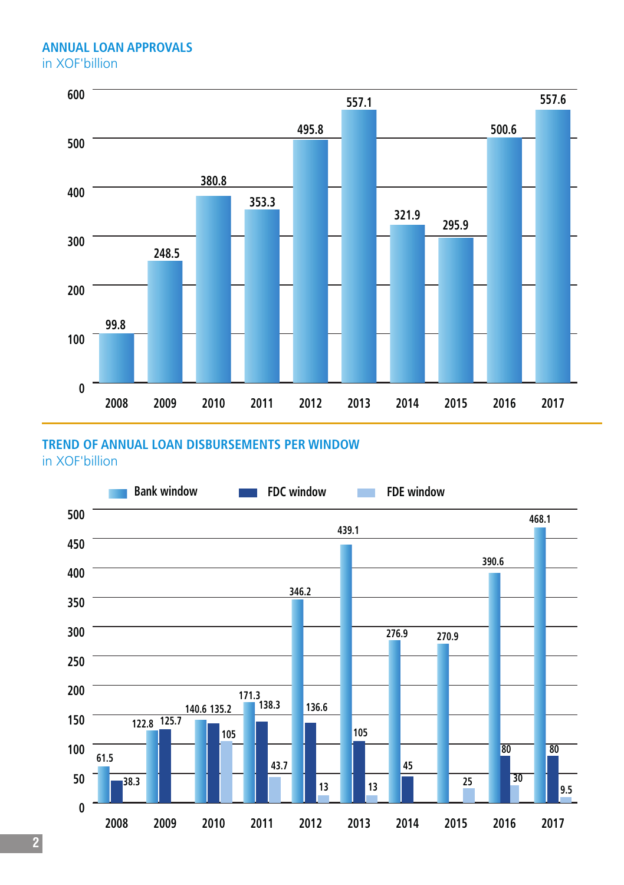## ANNUAL LOAN APPROVALS

in XOF'billion

| Year | Loan approvals |
|---|---|
| 2008 | 99.8 |
| 2009 | 248.5 |
| 2010 | 380.8 |
| 2011 | 353.3 |
| 2012 | 495.8 |
| 2013 | 557.1 |
| 2014 | 321.9 |
| 2015 | 295.9 |
| 2016 | 500.6 |
| 2017 | 557.6 |

## TREND OF ANNUAL LOAN DISBURSEMENTS PER WINDOW

in XOF'billion

| Year | Bank window | FDC window | FDE window |
|---|---|---|---|
| 2008 | 61.5 | 38.3 | |
| 2009 | 122.8 | 125.7 | |
| 2010 | 140.6 | 135.2 | 105 |
| 2011 | 171.3 | 138.3 | 43.7 |
| 2012 | 346.2 | 136.6 | 13 |
| 2013 | 439.1 | 105 | 13 |
| 2014 | 276.9 | 45 | |
| 2015 | 270.9 | | 25 |
| 2016 | 390.6 | 80 | 30 |
| 2017 | 468.1 | 80 | 9.5 |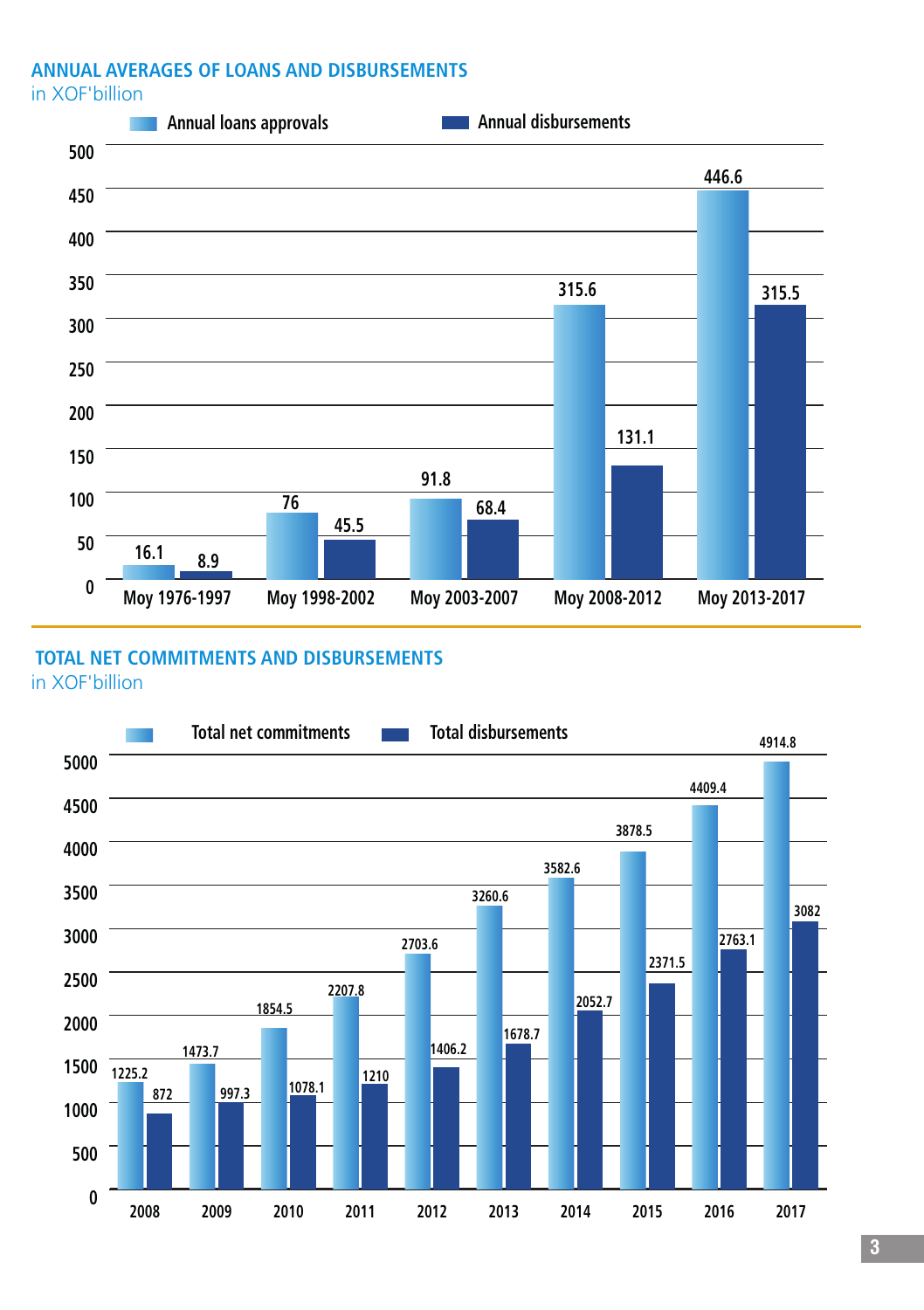## ANNUAL AVERAGES OF LOANS AND DISBURSEMENTS

in XOF'billion

| Period | Annual loans approvals | Annual disbursements |
|---|---|---|
| Moy 1976-1997 | 16.1 | 8.9 |
| Moy 1998-2002 | 76 | 45.5 |
| Moy 2003-2007 | 91.8 | 68.4 |
| Moy 2008-2012 | 315.6 | 131.1 |
| Moy 2013-2017 | 446.6 | 315.5 |

## TOTAL NET COMMITMENTS AND DISBURSEMENTS

in XOF'billion

| Year | Total net commitments | Total disbursements |
|---|---|---|
| 2008 | 1225.2 | 872 |
| 2009 | 1473.7 | 997.3 |
| 2010 | 1854.5 | 1078.1 |
| 2011 | 2207.8 | 1210 |
| 2012 | 2703.6 | 1406.2 |
| 2013 | 3260.6 | 1678.7 |
| 2014 | 3582.6 | 2052.7 |
| 2015 | 3878.5 | 2371.5 |
| 2016 | 4409.4 | 2763.1 |
| 2017 | 4914.8 | 3082 |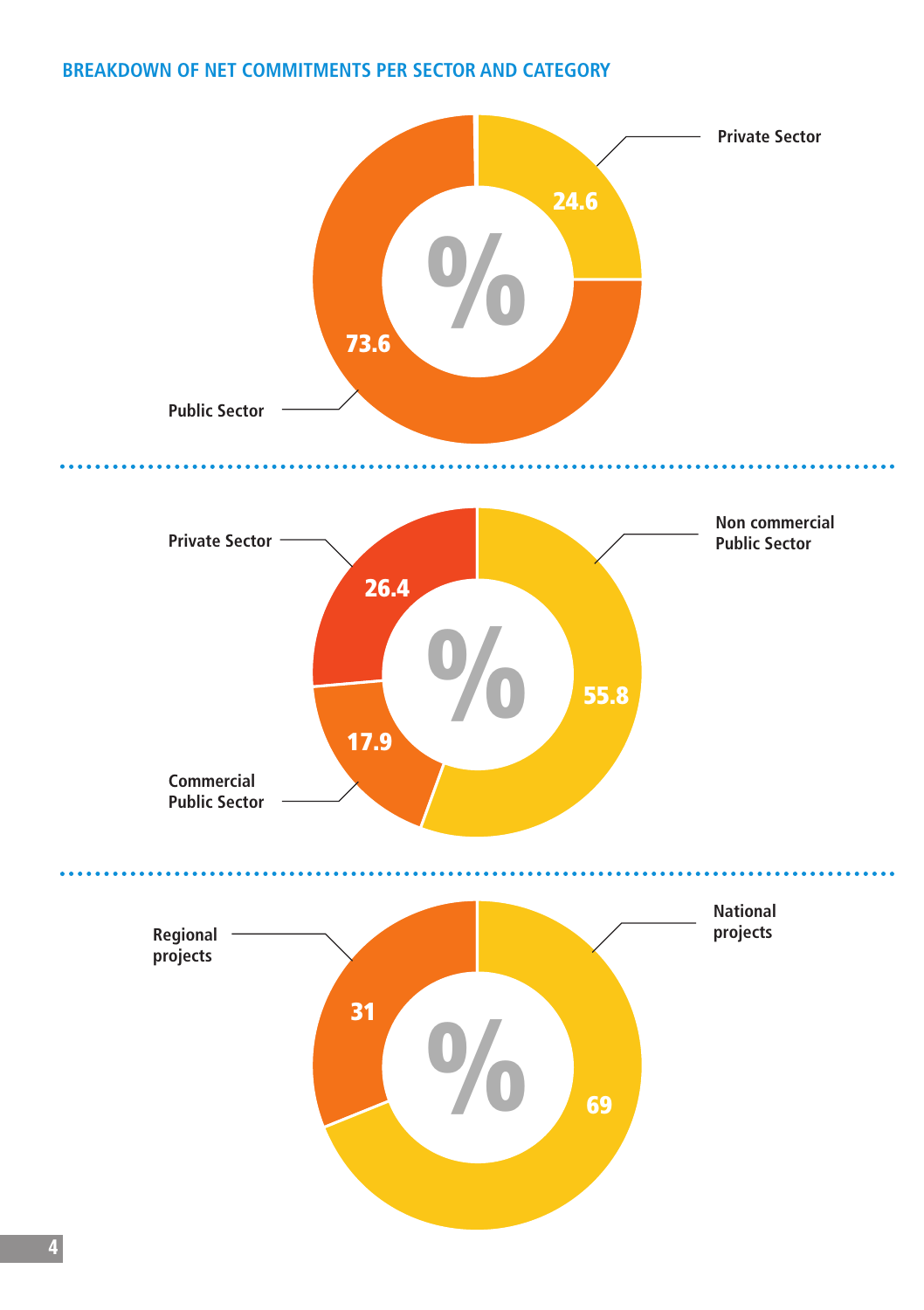## BREAKDOWN OF NET COMMITMENTS PER SECTOR AND CATEGORY

| Sector | % |
| --- | --- |
| Private Sector | 24.6 |
| Public Sector | 73.6 |

| Sector | % |
| --- | --- |
| Private Sector | 26.4 |
| Non commercial Public Sector | 55.8 |
| Commercial Public Sector | 17.9 |

| Category | % |
| --- | --- |
| Regional projects | 31 |
| National projects | 69 |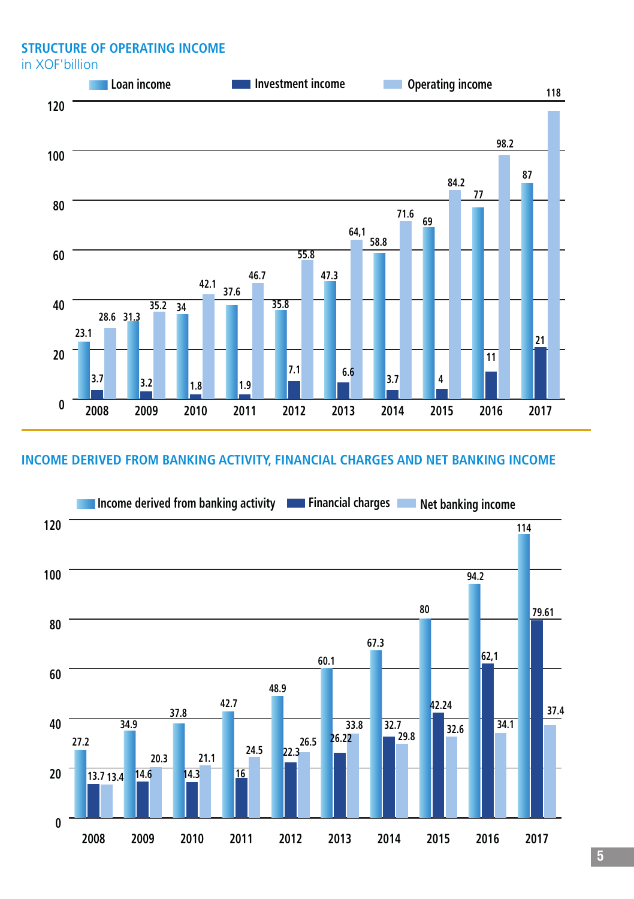## STRUCTURE OF OPERATING INCOME

in XOF'billion

| Year | Loan income | Investment income | Operating income |
|---|---|---|---|
| 2008 | 23.1 | 3.7 | 28.6 |
| 2009 | 31.3 | 3.2 | 35.2 |
| 2010 | 34 | 1.8 | 42.1 |
| 2011 | 37.6 | 1.9 | 46.7 |
| 2012 | 35.8 | 7.1 | 55.8 |
| 2013 | 47.3 | 6.6 | 64,1 |
| 2014 | 58.8 | 3.7 | 71.6 |
| 2015 | 69 | 4 | 84.2 |
| 2016 | 77 | 11 | 98.2 |
| 2017 | 87 | 21 | 118 |

## INCOME DERIVED FROM BANKING ACTIVITY, FINANCIAL CHARGES AND NET BANKING INCOME

| Year | Income derived from banking activity | Financial charges | Net banking income |
|---|---|---|---|
| 2008 | 27.2 | 13.7 | 13.4 |
| 2009 | 34.9 | 14.6 | 20.3 |
| 2010 | 37.8 | 14.3 | 21.1 |
| 2011 | 42.7 | 16 | 24.5 |
| 2012 | 48.9 | 22.3 | 26.5 |
| 2013 | 60.1 | 26.22 | 33.8 |
| 2014 | 67.3 | 32.7 | 29.8 |
| 2015 | 80 | 42.24 | 32.6 |
| 2016 | 94.2 | 62,1 | 34.1 |
| 2017 | 114 | 79.61 | 37.4 |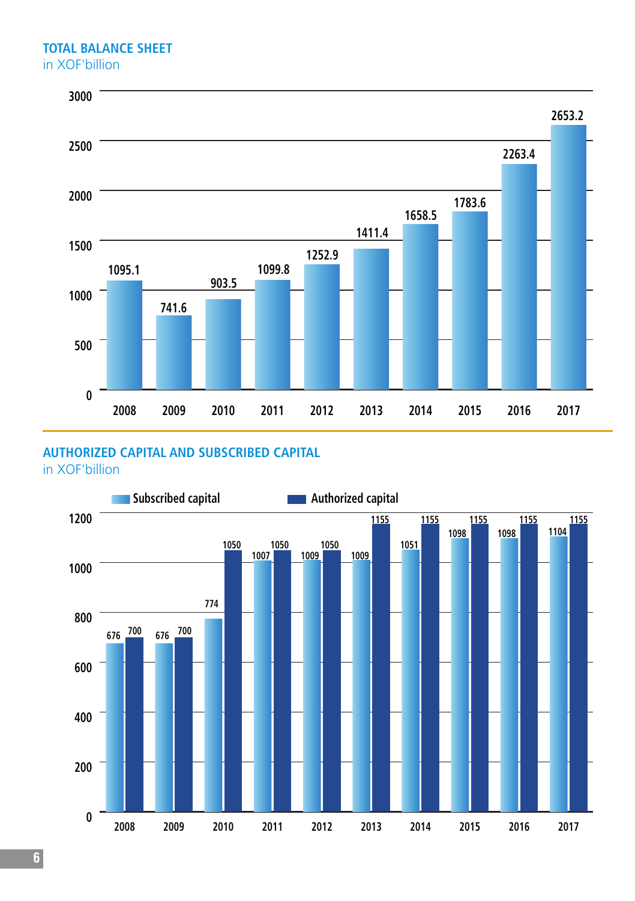## TOTAL BALANCE SHEET

in XOF'billion

| Year | Total balance sheet |
|---|---|
| 2008 | 1095.1 |
| 2009 | 741.6 |
| 2010 | 903.5 |
| 2011 | 1099.8 |
| 2012 | 1252.9 |
| 2013 | 1411.4 |
| 2014 | 1658.5 |
| 2015 | 1783.6 |
| 2016 | 2263.4 |
| 2017 | 2653.2 |

## AUTHORIZED CAPITAL AND SUBSCRIBED CAPITAL

in XOF'billion

| Year | Subscribed capital | Authorized capital |
|---|---|---|
| 2008 | 676 | 700 |
| 2009 | 676 | 700 |
| 2010 | 774 | 1050 |
| 2011 | 1007 | 1050 |
| 2012 | 1009 | 1050 |
| 2013 | 1009 | 1155 |
| 2014 | 1051 | 1155 |
| 2015 | 1098 | 1155 |
| 2016 | 1098 | 1155 |
| 2017 | 1104 | 1155 |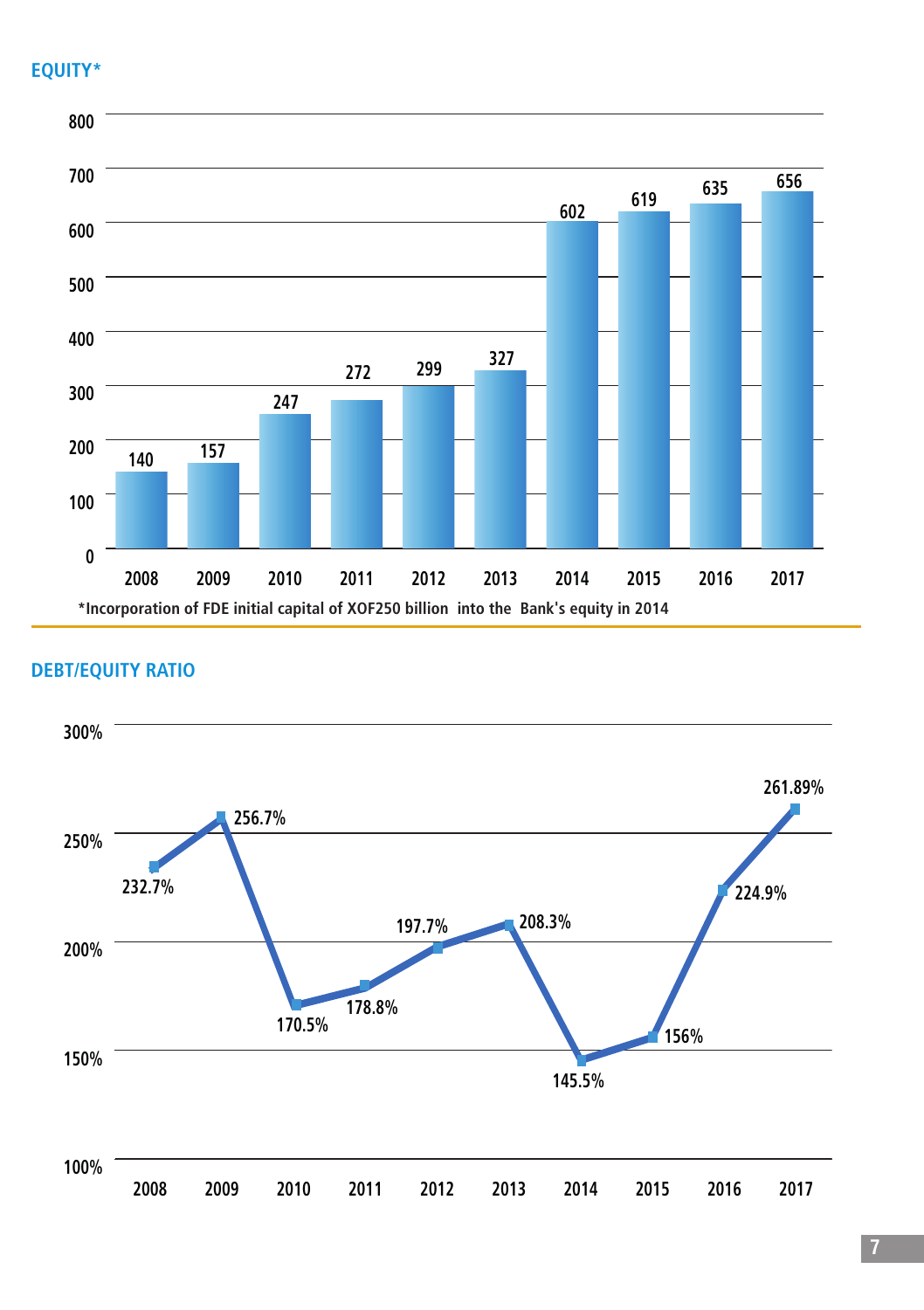## EQUITY*

| Year | Equity |
|---|---|
| 2008 | 140 |
| 2009 | 157 |
| 2010 | 247 |
| 2011 | 272 |
| 2012 | 299 |
| 2013 | 327 |
| 2014 | 602 |
| 2015 | 619 |
| 2016 | 635 |
| 2017 | 656 |

*Incorporation of FDE initial capital of XOF250 billion into the Bank's equity in 2014

## DEBT/EQUITY RATIO

| Year | Debt/Equity Ratio |
|---|---|
| 2008 | 232.7% |
| 2009 | 256.7% |
| 2010 | 170.5% |
| 2011 | 178.8% |
| 2012 | 197.7% |
| 2013 | 208.3% |
| 2014 | 145.5% |
| 2015 | 156% |
| 2016 | 224.9% |
| 2017 | 261.89% |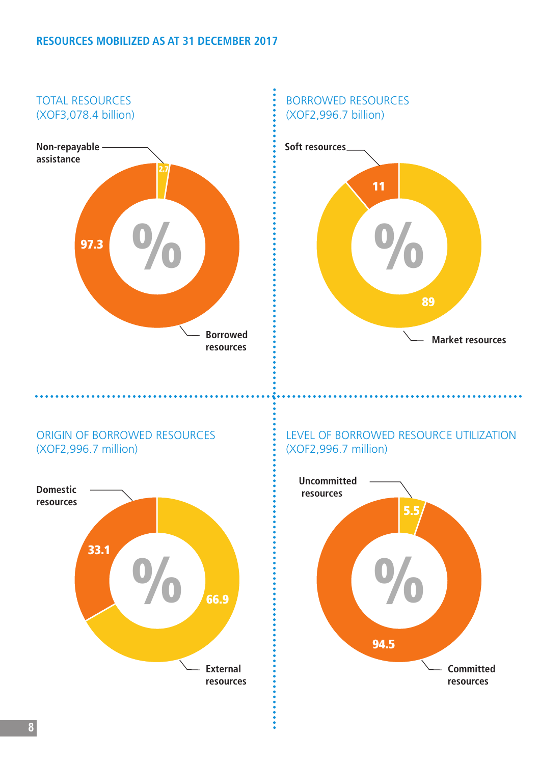## RESOURCES MOBILIZED AS AT 31 DECEMBER 2017

### TOTAL RESOURCES (XOF3,078.4 billion)

Non-repayable assistance

2.7

97.3

%

Borrowed resources

### BORROWED RESOURCES (XOF2,996.7 billion)

Soft resources

11

%

89

Market resources

### ORIGIN OF BORROWED RESOURCES (XOF2,996.7 million)

Domestic resources

33.1

%

66.9

External resources

### LEVEL OF BORROWED RESOURCE UTILIZATION (XOF2,996.7 million)

Uncommitted resources

5.5

%

94.5

Committed resources